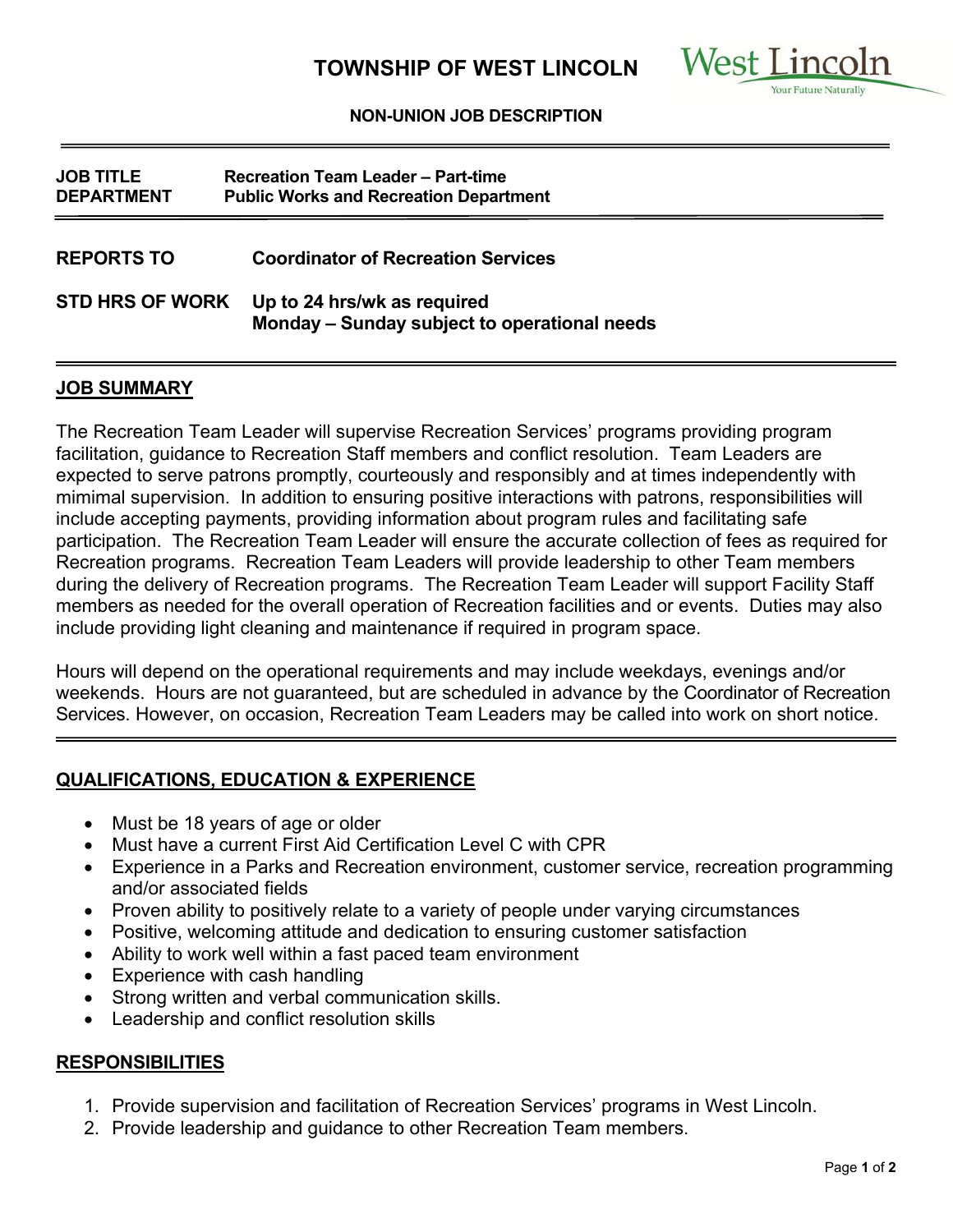# TOWNSHIP OF WEST LINCOLN

West Lincoln
Your Future Naturally

**NON-UNION JOB DESCRIPTION**

| | |
|---|---|
| **JOB TITLE** | **Recreation Team Leader – Part-time** |
| **DEPARTMENT** | **Public Works and Recreation Department** |

| | |
|---|---|
| **REPORTS TO** | **Coordinator of Recreation Services** |
| **STD HRS OF WORK** | **Up to 24 hrs/wk as required**<br>**Monday – Sunday subject to operational needs** |

## JOB SUMMARY

The Recreation Team Leader will supervise Recreation Services' programs providing program facilitation, guidance to Recreation Staff members and conflict resolution. Team Leaders are expected to serve patrons promptly, courteously and responsibly and at times independently with mimimal supervision. In addition to ensuring positive interactions with patrons, responsibilities will include accepting payments, providing information about program rules and facilitating safe participation. The Recreation Team Leader will ensure the accurate collection of fees as required for Recreation programs. Recreation Team Leaders will provide leadership to other Team members during the delivery of Recreation programs. The Recreation Team Leader will support Facility Staff members as needed for the overall operation of Recreation facilities and or events. Duties may also include providing light cleaning and maintenance if required in program space.

Hours will depend on the operational requirements and may include weekdays, evenings and/or weekends. Hours are not guaranteed, but are scheduled in advance by the Coordinator of Recreation Services. However, on occasion, Recreation Team Leaders may be called into work on short notice.

## QUALIFICATIONS, EDUCATION & EXPERIENCE

- Must be 18 years of age or older
- Must have a current First Aid Certification Level C with CPR
- Experience in a Parks and Recreation environment, customer service, recreation programming and/or associated fields
- Proven ability to positively relate to a variety of people under varying circumstances
- Positive, welcoming attitude and dedication to ensuring customer satisfaction
- Ability to work well within a fast paced team environment
- Experience with cash handling
- Strong written and verbal communication skills.
- Leadership and conflict resolution skills

## RESPONSIBILITIES

1. Provide supervision and facilitation of Recreation Services' programs in West Lincoln.
2. Provide leadership and guidance to other Recreation Team members.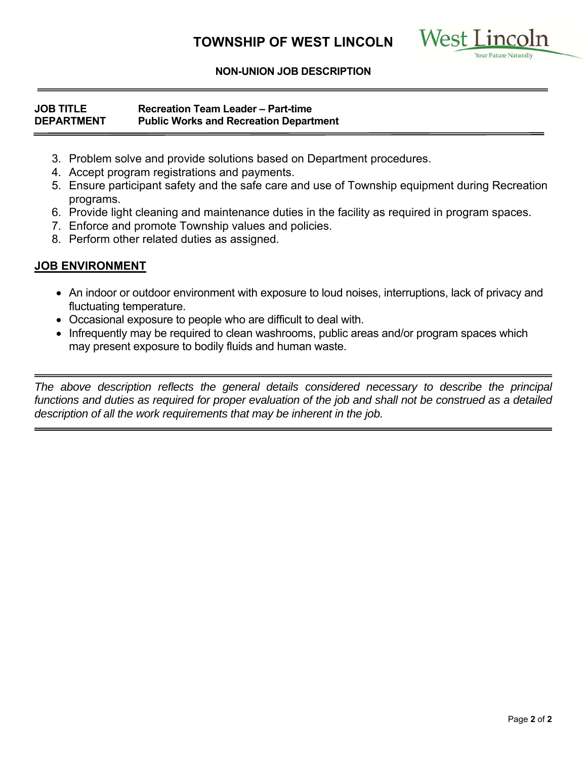# TOWNSHIP OF WEST LINCOLN

**NON-UNION JOB DESCRIPTION**

| | |
|---|---|
| **JOB TITLE** | **Recreation Team Leader – Part-time** |
| **DEPARTMENT** | **Public Works and Recreation Department** |

3. Problem solve and provide solutions based on Department procedures.
4. Accept program registrations and payments.
5. Ensure participant safety and the safe care and use of Township equipment during Recreation programs.
6. Provide light cleaning and maintenance duties in the facility as required in program spaces.
7. Enforce and promote Township values and policies.
8. Perform other related duties as assigned.

## JOB ENVIRONMENT

- An indoor or outdoor environment with exposure to loud noises, interruptions, lack of privacy and fluctuating temperature.
- Occasional exposure to people who are difficult to deal with.
- Infrequently may be required to clean washrooms, public areas and/or program spaces which may present exposure to bodily fluids and human waste.

*The above description reflects the general details considered necessary to describe the principal functions and duties as required for proper evaluation of the job and shall not be construed as a detailed description of all the work requirements that may be inherent in the job.*